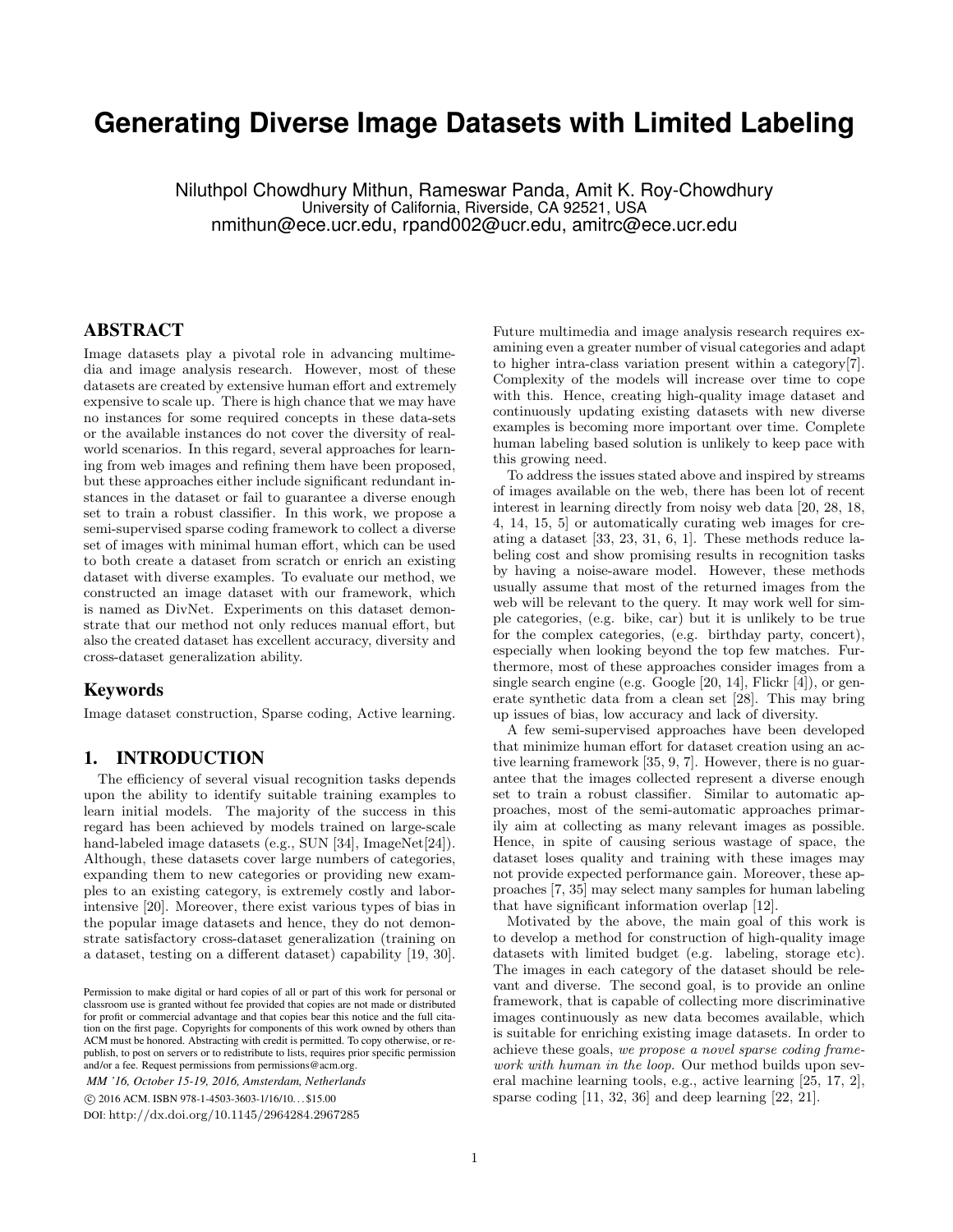# Generating Diverse Image Datasets with Limited Labeling

Niluthpol Chowdhury Mithun, Rameswar Panda, Amit K. Roy-Chowdhury
University of California, Riverside, CA 92521, USA
nmithun@ece.ucr.edu, rpand002@ucr.edu, amitrc@ece.ucr.edu

## ABSTRACT

Image datasets play a pivotal role in advancing multimedia and image analysis research. However, most of these datasets are created by extensive human effort and extremely expensive to scale up. There is high chance that we may have no instances for some required concepts in these data-sets or the available instances do not cover the diversity of real-world scenarios. In this regard, several approaches for learning from web images and refining them have been proposed, but these approaches either include significant redundant instances in the dataset or fail to guarantee a diverse enough set to train a robust classifier. In this work, we propose a semi-supervised sparse coding framework to collect a diverse set of images with minimal human effort, which can be used to both create a dataset from scratch or enrich an existing dataset with diverse examples. To evaluate our method, we constructed an image dataset with our framework, which is named as DivNet. Experiments on this dataset demonstrate that our method not only reduces manual effort, but also the created dataset has excellent accuracy, diversity and cross-dataset generalization ability.

## Keywords

Image dataset construction, Sparse coding, Active learning.

## 1. INTRODUCTION

The efficiency of several visual recognition tasks depends upon the ability to identify suitable training examples to learn initial models. The majority of the success in this regard has been achieved by models trained on large-scale hand-labeled image datasets (e.g., SUN [34], ImageNet[24]). Although, these datasets cover large numbers of categories, expanding them to new categories or providing new examples to an existing category, is extremely costly and labor-intensive [20]. Moreover, there exist various types of bias in the popular image datasets and hence, they do not demonstrate satisfactory cross-dataset generalization (training on a dataset, testing on a different dataset) capability [19, 30]. Future multimedia and image analysis research requires examining even a greater number of visual categories and adapt to higher intra-class variation present within a category[7]. Complexity of the models will increase over time to cope with this. Hence, creating high-quality image dataset and continuously updating existing datasets with new diverse examples is becoming more important over time. Complete human labeling based solution is unlikely to keep pace with this growing need.

To address the issues stated above and inspired by streams of images available on the web, there has been lot of recent interest in learning directly from noisy web data [20, 28, 18, 4, 14, 15, 5] or automatically curating web images for creating a dataset [33, 23, 31, 6, 1]. These methods reduce labeling cost and show promising results in recognition tasks by having a noise-aware model. However, these methods usually assume that most of the returned images from the web will be relevant to the query. It may work well for simple categories, (e.g. bike, car) but it is unlikely to be true for the complex categories, (e.g. birthday party, concert), especially when looking beyond the top few matches. Furthermore, most of these approaches consider images from a single search engine (e.g. Google [20, 14], Flickr [4]), or generate synthetic data from a clean set [28]. This may bring up issues of bias, low accuracy and lack of diversity.

A few semi-supervised approaches have been developed that minimize human effort for dataset creation using an active learning framework [35, 9, 7]. However, there is no guarantee that the images collected represent a diverse enough set to train a robust classifier. Similar to automatic approaches, most of the semi-automatic approaches primarily aim at collecting as many relevant images as possible. Hence, in spite of causing serious wastage of space, the dataset loses quality and training with these images may not provide expected performance gain. Moreover, these approaches [7, 35] may select many samples for human labeling that have significant information overlap [12].

Motivated by the above, the main goal of this work is to develop a method for construction of high-quality image datasets with limited budget (e.g. labeling, storage etc). The images in each category of the dataset should be relevant and diverse. The second goal, is to provide an online framework, that is capable of collecting more discriminative images continuously as new data becomes available, which is suitable for enriching existing image datasets. In order to achieve these goals, *we propose a novel sparse coding framework with human in the loop.* Our method builds upon several machine learning tools, e.g., active learning [25, 17, 2], sparse coding [11, 32, 36] and deep learning [22, 21].

Permission to make digital or hard copies of all or part of this work for personal or classroom use is granted without fee provided that copies are not made or distributed for profit or commercial advantage and that copies bear this notice and the full citation on the first page. Copyrights for components of this work owned by others than ACM must be honored. Abstracting with credit is permitted. To copy otherwise, or republish, to post on servers or to redistribute to lists, requires prior specific permission and/or a fee. Request permissions from permissions@acm.org.

*MM '16, October 15-19, 2016, Amsterdam, Netherlands*

© 2016 ACM. ISBN 978-1-4503-3603-1/16/10...$15.00

DOI: http://dx.doi.org/10.1145/2964284.2967285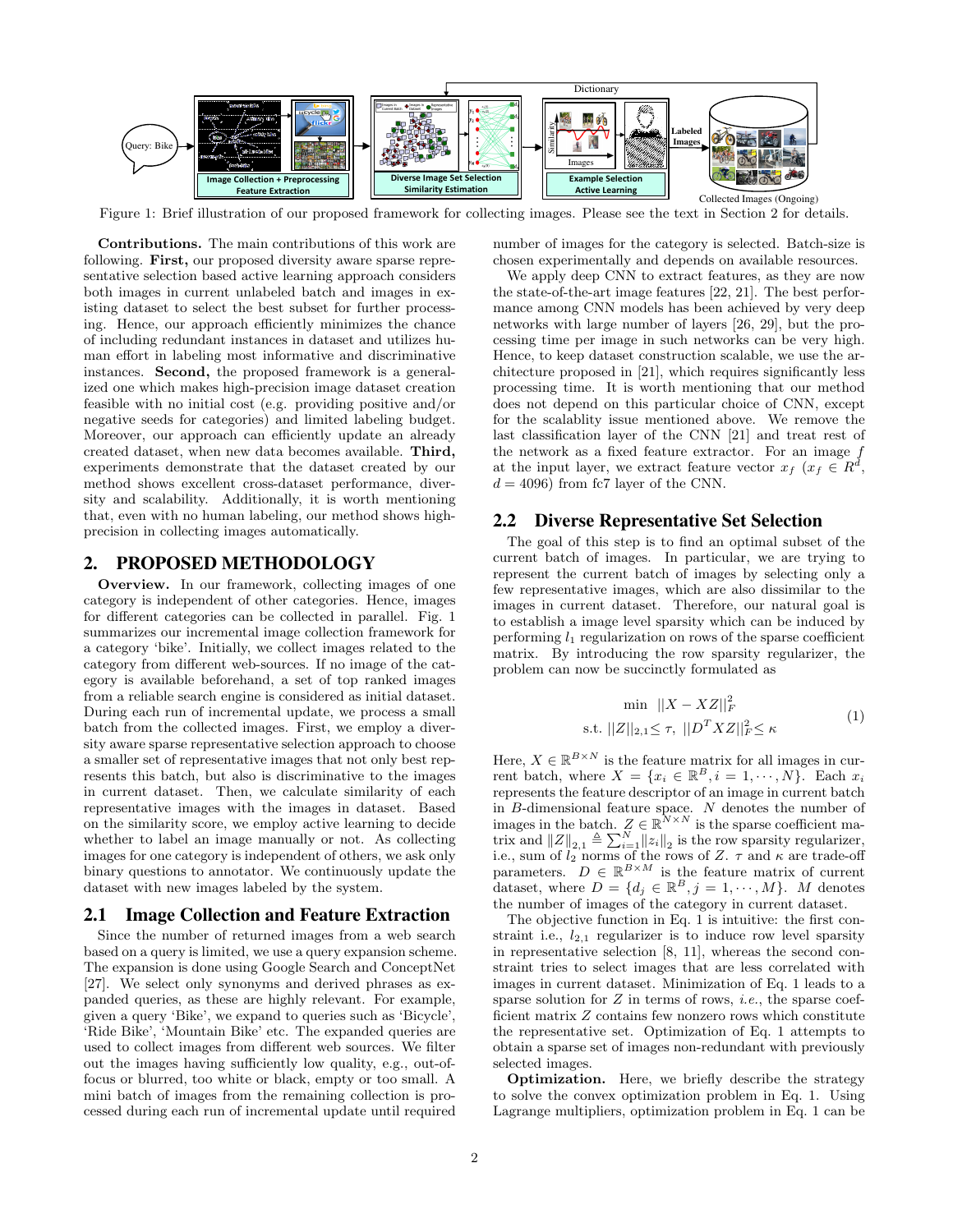Figure 1: Brief illustration of our proposed framework for collecting images. Please see the text in Section 2 for details.

**Contributions.** The main contributions of this work are following. **First,** our proposed diversity aware sparse representative selection based active learning approach considers both images in current unlabeled batch and images in existing dataset to select the best subset for further processing. Hence, our approach efficiently minimizes the chance of including redundant instances in dataset and utilizes human effort in labeling most informative and discriminative instances. **Second,** the proposed framework is a generalized one which makes high-precision image dataset creation feasible with no initial cost (e.g. providing positive and/or negative seeds for categories) and limited labeling budget. Moreover, our approach can efficiently update an already created dataset, when new data becomes available. **Third,** experiments demonstrate that the dataset created by our method shows excellent cross-dataset performance, diversity and scalability. Additionally, it is worth mentioning that, even with no human labeling, our method shows high-precision in collecting images automatically.

## 2. PROPOSED METHODOLOGY

**Overview.** In our framework, collecting images of one category is independent of other categories. Hence, images for different categories can be collected in parallel. Fig. 1 summarizes our incremental image collection framework for a category 'bike'. Initially, we collect images related to the category from different web-sources. If no image of the category is available beforehand, a set of top ranked images from a reliable search engine is considered as initial dataset. During each run of incremental update, we process a small batch from the collected images. First, we employ a diversity aware sparse representative selection approach to choose a smaller set of representative images that not only best represents this batch, but also is discriminative to the images in current dataset. Then, we calculate similarity of each representative images with the images in dataset. Based on the similarity score, we employ active learning to decide whether to label an image manually or not. As collecting images for one category is independent of others, we ask only binary questions to annotator. We continuously update the dataset with new images labeled by the system.

### 2.1 Image Collection and Feature Extraction

Since the number of returned images from a web search based on a query is limited, we use a query expansion scheme. The expansion is done using Google Search and ConceptNet [27]. We select only synonyms and derived phrases as expanded queries, as these are highly relevant. For example, given a query 'Bike', we expand to queries such as 'Bicycle', 'Ride Bike', 'Mountain Bike' etc. The expanded queries are used to collect images from different web sources. We filter out the images having sufficiently low quality, e.g., out-of-focus or blurred, too white or black, empty or too small. A mini batch of images from the remaining collection is processed during each run of incremental update until required number of images for the category is selected. Batch-size is chosen experimentally and depends on available resources.

We apply deep CNN to extract features, as they are now the state-of-the-art image features [22, 21]. The best performance among CNN models has been achieved by very deep networks with large number of layers [26, 29], but the processing time per image in such networks can be very high. Hence, to keep dataset construction scalable, we use the architecture proposed in [21], which requires significantly less processing time. It is worth mentioning that our method does not depend on this particular choice of CNN, except for the scalablity issue mentioned above. We remove the last classification layer of the CNN [21] and treat rest of the network as a fixed feature extractor. For an image $f$ at the input layer, we extract feature vector $x_f$ ($x_f \in R^d$, $d = 4096$) from fc7 layer of the CNN.

### 2.2 Diverse Representative Set Selection

The goal of this step is to find an optimal subset of the current batch of images. In particular, we are trying to represent the current batch of images by selecting only a few representative images, which are also dissimilar to the images in current dataset. Therefore, our natural goal is to establish a image level sparsity which can be induced by performing $l_1$ regularization on rows of the sparse coefficient matrix. By introducing the row sparsity regularizer, the problem can now be succinctly formulated as

$$\begin{aligned} \min \ & ||X - XZ||_F^2 \\ \text{s.t.} \ & ||Z||_{2,1} \leq \tau, \ ||D^T XZ||_F^2 \leq \kappa \end{aligned} \tag{1}$$

Here, $X \in \mathbb{R}^{B \times N}$ is the feature matrix for all images in current batch, where $X = \{x_i \in \mathbb{R}^B, i = 1, \cdots, N\}$. Each $x_i$ represents the feature descriptor of an image in current batch in $B$-dimensional feature space. $N$ denotes the number of images in the batch. $Z \in \mathbb{R}^{N \times N}$ is the sparse coefficient matrix and $\|Z\|_{2,1} \triangleq \sum_{i=1}^{N} \|z_i\|_2$ is the row sparsity regularizer, i.e., sum of $l_2$ norms of the rows of $Z$. $\tau$ and $\kappa$ are trade-off parameters. $D \in \mathbb{R}^{B \times M}$ is the feature matrix of current dataset, where $D = \{d_j \in \mathbb{R}^B, j = 1, \cdots, M\}$. $M$ denotes the number of images of the category in current dataset.

The objective function in Eq. 1 is intuitive: the first constraint i.e., $l_{2,1}$ regularizer is to induce row level sparsity in representative selection [8, 11], whereas the second constraint tries to select images that are less correlated with images in current dataset. Minimization of Eq. 1 leads to a sparse solution for $Z$ in terms of rows, *i.e.*, the sparse coefficient matrix $Z$ contains few nonzero rows which constitute the representative set. Optimization of Eq. 1 attempts to obtain a sparse set of images non-redundant with previously selected images.

**Optimization.** Here, we briefly describe the strategy to solve the convex optimization problem in Eq. 1. Using Lagrange multipliers, optimization problem in Eq. 1 can be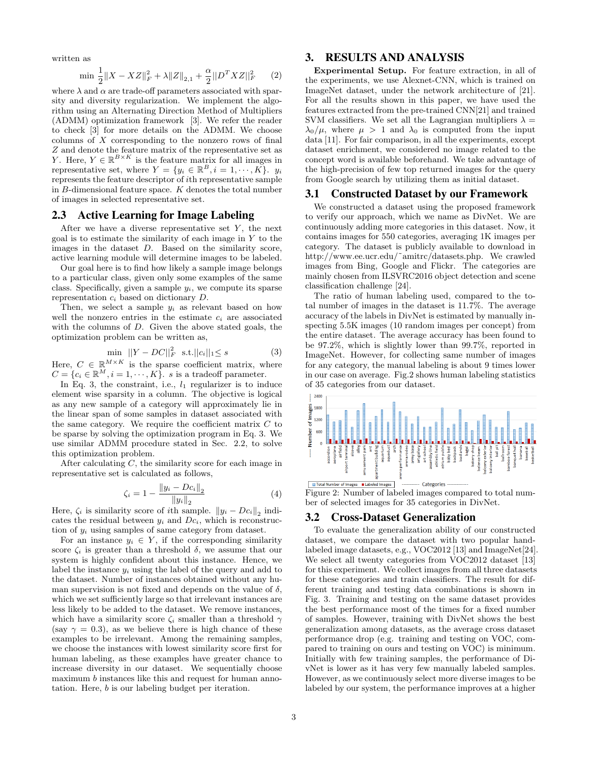written as

$$\min \frac{1}{2}\|X - XZ\|_F^2 + \lambda\|Z\|_{2,1} + \frac{\alpha}{2}||D^T XZ||_F^2 \qquad (2)$$

where $\lambda$ and $\alpha$ are trade-off parameters associated with sparsity and diversity regularization. We implement the algorithm using an Alternating Direction Method of Multipliers (ADMM) optimization framework [3]. We refer the reader to check [3] for more details on the ADMM. We choose columns of $X$ corresponding to the nonzero rows of final $Z$ and denote the feature matrix of the representative set as $Y$. Here, $Y \in \mathbb{R}^{B\times K}$ is the feature matrix for all images in representative set, where $Y = \{y_i \in \mathbb{R}^B, i = 1, \cdots, K\}$. $y_i$ represents the feature descriptor of $i$th representative sample in $B$-dimensional feature space. $K$ denotes the total number of images in selected representative set.

### 2.3 Active Learning for Image Labeling

After we have a diverse representative set $Y$, the next goal is to estimate the similarity of each image in $Y$ to the images in the dataset $D$. Based on the similarity score, active learning module will determine images to be labeled.

Our goal here is to find how likely a sample image belongs to a particular class, given only some examples of the same class. Specifically, given a sample $y_i$, we compute its sparse representation $c_i$ based on dictionary $D$.

Then, we select a sample $y_i$ as relevant based on how well the nonzero entries in the estimate $c_i$ are associated with the columns of $D$. Given the above stated goals, the optimization problem can be written as,

$$\min \ ||Y - DC||_F^2 \ \text{ s.t.}||c_i||_1 \leq s \qquad (3)$$

Here, $C \in \mathbb{R}^{M\times K}$ is the sparse coefficient matrix, where $C = \{c_i \in \mathbb{R}^M, i = 1, \cdots, K\}$. $s$ is a tradeoff parameter.

In Eq. 3, the constraint, i.e., $l_1$ regularizer is to induce element wise sparsity in a column. The objective is logical as any new sample of a category will approximately lie in the linear span of some samples in dataset associated with the same category. We require the coefficient matrix $C$ to be sparse by solving the optimization program in Eq. 3. We use similar ADMM procedure stated in Sec. 2.2, to solve this optimization problem.

After calculating $C$, the similarity score for each image in representative set is calculated as follows,

$$\zeta_i = 1 - \frac{\|y_i - Dc_i\|_2}{\|y_i\|_2} \qquad (4)$$

Here, $\zeta_i$ is similarity score of $i$th sample. $\|y_i - Dc_i\|_2$ indicates the residual between $y_i$ and $Dc_i$, which is reconstruction of $y_i$ using samples of same category from dataset.

For an instance $y_i \in Y$, if the corresponding similarity score $\zeta_i$ is greater than a threshold $\delta$, we assume that our system is highly confident about this instance. Hence, we label the instance $y_i$ using the label of the query and add to the dataset. Number of instances obtained without any human supervision is not fixed and depends on the value of $\delta$, which we set sufficiently large so that irrelevant instances are less likely to be added to the dataset. We remove instances, which have a similarity score $\zeta_i$ smaller than a threshold $\gamma$ (say $\gamma = 0.3$), as we believe there is high chance of these examples to be irrelevant. Among the remaining samples, we choose the instances with lowest similarity score first for human labeling, as these examples have greater chance to increase diversity in our dataset. We sequentially choose maximum $b$ instances like this and request for human annotation. Here, $b$ is our labeling budget per iteration.

## 3. RESULTS AND ANALYSIS

**Experimental Setup.** For feature extraction, in all of the experiments, we use Alexnet-CNN, which is trained on ImageNet dataset, under the network architecture of [21]. For all the results shown in this paper, we have used the features extracted from the pre-trained CNN[21] and trained SVM classifiers. We set all the Lagrangian multipliers $\lambda = \lambda_0/\mu$, where $\mu > 1$ and $\lambda_0$ is computed from the input data [11]. For fair comparison, in all the experiments, except dataset enrichment, we considered no image related to the concept word is available beforehand. We take advantage of the high-precision of few top returned images for the query from Google search by utilizing them as initial dataset.

### 3.1 Constructed Dataset by our Framework

We constructed a dataset using the proposed framework to verify our approach, which we name as DivNet. We are continuously adding more categories in this dataset. Now, it contains images for 550 categories, averaging 1K images per category. The dataset is publicly available to download in http://www.ee.ucr.edu/~amitrc/datasets.php. We crawled images from Bing, Google and Flickr. The categories are mainly chosen from ILSVRC2016 object detection and scene classification challenge [24].

The ratio of human labeling used, compared to the total number of images in the dataset is 11.7%. The average accuracy of the labels in DivNet is estimated by manually inspecting 5.5K images (10 random images per concept) from the entire dataset. The average accuracy has been found to be 97.2%, which is slightly lower than 99.7%, reported in ImageNet. However, for collecting same number of images for any category, the manual labeling is about 9 times lower in our case on average. Fig.2 shows human labeling statistics of 35 categories from our dataset.

Figure 2: Number of labeled images compared to total number of selected images for 35 categories in DivNet.

### 3.2 Cross-Dataset Generalization

To evaluate the generalization ability of our constructed dataset, we compare the dataset with two popular hand-labeled image datasets, e.g., VOC2012 [13] and ImageNet[24]. We select all twenty categories from VOC2012 dataset [13] for this experiment. We collect images from all three datasets for these categories and train classifiers. The result for different training and testing data combinations is shown in Fig. 3. Training and testing on the same dataset provides the best performance most of the times for a fixed number of samples. However, training with DivNet shows the best generalization among datasets, as the average cross dataset performance drop (e.g. training and testing on VOC, compared to training on ours and testing on VOC) is minimum. Initially with few training samples, the performance of DivNet is lower as it has very few manually labeled samples. However, as we continuously select more diverse images to be labeled by our system, the performance improves at a higher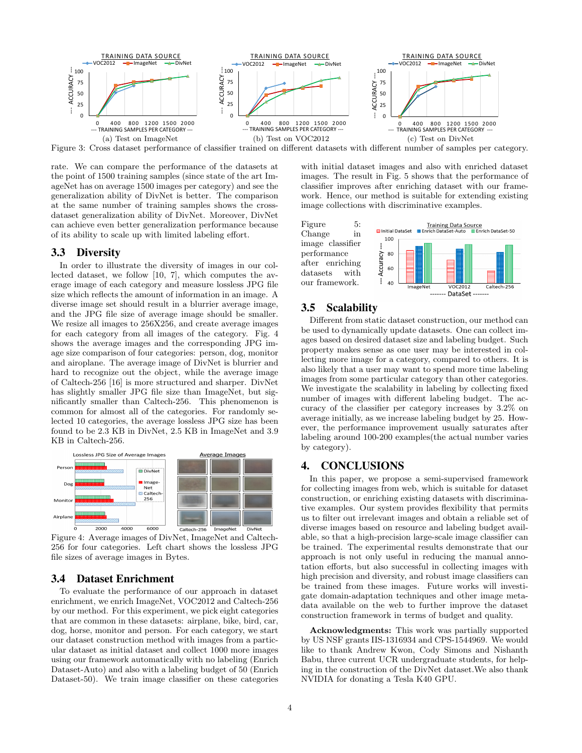Figure 3: Cross dataset performance of classifier trained on different datasets with different number of samples per category.

rate. We can compare the performance of the datasets at the point of 1500 training samples (since state of the art ImageNet has on average 1500 images per category) and see the generalization ability of DivNet is better. The comparison at the same number of training samples shows the cross-dataset generalization ability of DivNet. Moreover, DivNet can achieve even better generalization performance because of its ability to scale up with limited labeling effort.

## 3.3 Diversity

In order to illustrate the diversity of images in our collected dataset, we follow [10, 7], which computes the average image of each category and measure lossless JPG file size which reflects the amount of information in an image. A diverse image set should result in a blurrier average image, and the JPG file size of average image should be smaller. We resize all images to 256X256, and create average images for each category from all images of the category. Fig. 4 shows the average images and the corresponding JPG image size comparison of four categories: person, dog, monitor and airoplane. The average image of DivNet is blurrier and hard to recognize out the object, while the average image of Caltech-256 [16] is more structured and sharper. DivNet has slightly smaller JPG file size than ImageNet, but significantly smaller than Caltech-256. This phenomenon is common for almost all of the categories. For randomly selected 10 categories, the average lossless JPG size has been found to be 2.3 KB in DivNet, 2.5 KB in ImageNet and 3.9 KB in Caltech-256.

Figure 4: Average images of DivNet, ImageNet and Caltech-256 for four categories. Left chart shows the lossless JPG file sizes of average images in Bytes.

## 3.4 Dataset Enrichment

To evaluate the performance of our approach in dataset enrichment, we enrich ImageNet, VOC2012 and Caltech-256 by our method. For this experiment, we pick eight categories that are common in these datasets: airplane, bike, bird, car, dog, horse, monitor and person. For each category, we start our dataset construction method with images from a particular dataset as initial dataset and collect 1000 more images using our framework automatically with no labeling (Enrich Dataset-Auto) and also with a labeling budget of 50 (Enrich Dataset-50). We train image classifier on these categories with initial dataset images and also with enriched dataset images. The result in Fig. 5 shows that the performance of classifier improves after enriching dataset with our framework. Hence, our method is suitable for extending existing image collections with discriminative examples.

Figure 5: Change in image classifier performance after enriching datasets with our framework.

## 3.5 Scalability

Different from static dataset construction, our method can be used to dynamically update datasets. One can collect images based on desired dataset size and labeling budget. Such property makes sense as one user may be interested in collecting more image for a category, compared to others. It is also likely that a user may want to spend more time labeling images from some particular category than other categories. We investigate the scalability in labeling by collecting fixed number of images with different labeling budget. The accuracy of the classifier per category increases by 3.2% on average initially, as we increase labeling budget by 25. However, the performance improvement usually saturates after labeling around 100-200 examples(the actual number varies by category).

# 4. CONCLUSIONS

In this paper, we propose a semi-supervised framework for collecting images from web, which is suitable for dataset construction, or enriching existing datasets with discriminative examples. Our system provides flexibility that permits us to filter out irrelevant images and obtain a reliable set of diverse images based on resource and labeling budget available, so that a high-precision large-scale image classifier can be trained. The experimental results demonstrate that our approach is not only useful in reducing the manual annotation efforts, but also successful in collecting images with high precision and diversity, and robust image classifiers can be trained from these images. Future works will investigate domain-adaptation techniques and other image metadata available on the web to further improve the dataset construction framework in terms of budget and quality.

**Acknowledgments:** This work was partially supported by US NSF grants IIS-1316934 and CPS-1544969. We would like to thank Andrew Kwon, Cody Simons and Nishanth Babu, three current UCR undergraduate students, for helping in the construction of the DivNet dataset.We also thank NVIDIA for donating a Tesla K40 GPU.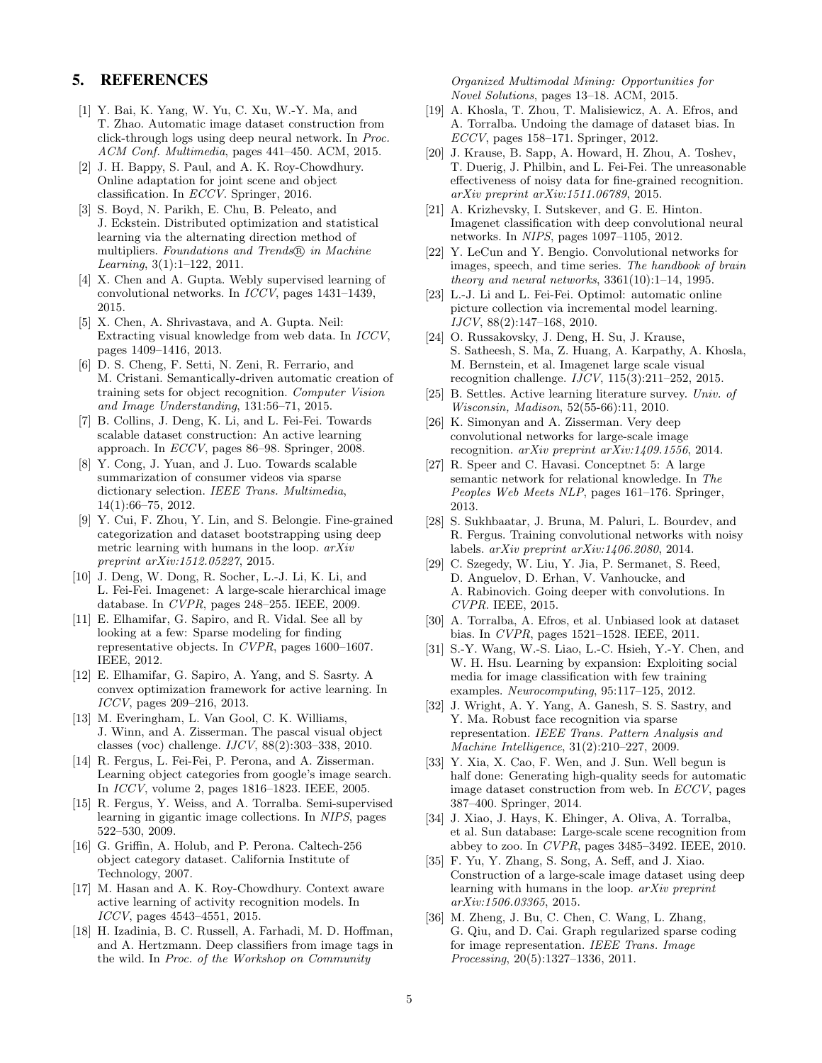## 5. REFERENCES

[1] Y. Bai, K. Yang, W. Yu, C. Xu, W.-Y. Ma, and T. Zhao. Automatic image dataset construction from click-through logs using deep neural network. In *Proc. ACM Conf. Multimedia*, pages 441–450. ACM, 2015.

[2] J. H. Bappy, S. Paul, and A. K. Roy-Chowdhury. Online adaptation for joint scene and object classification. In *ECCV*. Springer, 2016.

[3] S. Boyd, N. Parikh, E. Chu, B. Peleato, and J. Eckstein. Distributed optimization and statistical learning via the alternating direction method of multipliers. *Foundations and Trends® in Machine Learning*, 3(1):1–122, 2011.

[4] X. Chen and A. Gupta. Webly supervised learning of convolutional networks. In *ICCV*, pages 1431–1439, 2015.

[5] X. Chen, A. Shrivastava, and A. Gupta. Neil: Extracting visual knowledge from web data. In *ICCV*, pages 1409–1416, 2013.

[6] D. S. Cheng, F. Setti, N. Zeni, R. Ferrario, and M. Cristani. Semantically-driven automatic creation of training sets for object recognition. *Computer Vision and Image Understanding*, 131:56–71, 2015.

[7] B. Collins, J. Deng, K. Li, and L. Fei-Fei. Towards scalable dataset construction: An active learning approach. In *ECCV*, pages 86–98. Springer, 2008.

[8] Y. Cong, J. Yuan, and J. Luo. Towards scalable summarization of consumer videos via sparse dictionary selection. *IEEE Trans. Multimedia*, 14(1):66–75, 2012.

[9] Y. Cui, F. Zhou, Y. Lin, and S. Belongie. Fine-grained categorization and dataset bootstrapping using deep metric learning with humans in the loop. *arXiv preprint arXiv:1512.05227*, 2015.

[10] J. Deng, W. Dong, R. Socher, L.-J. Li, K. Li, and L. Fei-Fei. Imagenet: A large-scale hierarchical image database. In *CVPR*, pages 248–255. IEEE, 2009.

[11] E. Elhamifar, G. Sapiro, and R. Vidal. See all by looking at a few: Sparse modeling for finding representative objects. In *CVPR*, pages 1600–1607. IEEE, 2012.

[12] E. Elhamifar, G. Sapiro, A. Yang, and S. Sasrty. A convex optimization framework for active learning. In *ICCV*, pages 209–216, 2013.

[13] M. Everingham, L. Van Gool, C. K. Williams, J. Winn, and A. Zisserman. The pascal visual object classes (voc) challenge. *IJCV*, 88(2):303–338, 2010.

[14] R. Fergus, L. Fei-Fei, P. Perona, and A. Zisserman. Learning object categories from google's image search. In *ICCV*, volume 2, pages 1816–1823. IEEE, 2005.

[15] R. Fergus, Y. Weiss, and A. Torralba. Semi-supervised learning in gigantic image collections. In *NIPS*, pages 522–530, 2009.

[16] G. Griffin, A. Holub, and P. Perona. Caltech-256 object category dataset. California Institute of Technology, 2007.

[17] M. Hasan and A. K. Roy-Chowdhury. Context aware active learning of activity recognition models. In *ICCV*, pages 4543–4551, 2015.

[18] H. Izadinia, B. C. Russell, A. Farhadi, M. D. Hoffman, and A. Hertzmann. Deep classifiers from image tags in the wild. In *Proc. of the Workshop on Community Organized Multimodal Mining: Opportunities for Novel Solutions*, pages 13–18. ACM, 2015.

[19] A. Khosla, T. Zhou, T. Malisiewicz, A. A. Efros, and A. Torralba. Undoing the damage of dataset bias. In *ECCV*, pages 158–171. Springer, 2012.

[20] J. Krause, B. Sapp, A. Howard, H. Zhou, A. Toshev, T. Duerig, J. Philbin, and L. Fei-Fei. The unreasonable effectiveness of noisy data for fine-grained recognition. *arXiv preprint arXiv:1511.06789*, 2015.

[21] A. Krizhevsky, I. Sutskever, and G. E. Hinton. Imagenet classification with deep convolutional neural networks. In *NIPS*, pages 1097–1105, 2012.

[22] Y. LeCun and Y. Bengio. Convolutional networks for images, speech, and time series. *The handbook of brain theory and neural networks*, 3361(10):1–14, 1995.

[23] L.-J. Li and L. Fei-Fei. Optimol: automatic online picture collection via incremental model learning. *IJCV*, 88(2):147–168, 2010.

[24] O. Russakovsky, J. Deng, H. Su, J. Krause, S. Satheesh, S. Ma, Z. Huang, A. Karpathy, A. Khosla, M. Bernstein, et al. Imagenet large scale visual recognition challenge. *IJCV*, 115(3):211–252, 2015.

[25] B. Settles. Active learning literature survey. *Univ. of Wisconsin, Madison*, 52(55-66):11, 2010.

[26] K. Simonyan and A. Zisserman. Very deep convolutional networks for large-scale image recognition. *arXiv preprint arXiv:1409.1556*, 2014.

[27] R. Speer and C. Havasi. Conceptnet 5: A large semantic network for relational knowledge. In *The Peoples Web Meets NLP*, pages 161–176. Springer, 2013.

[28] S. Sukhbaatar, J. Bruna, M. Paluri, L. Bourdev, and R. Fergus. Training convolutional networks with noisy labels. *arXiv preprint arXiv:1406.2080*, 2014.

[29] C. Szegedy, W. Liu, Y. Jia, P. Sermanet, S. Reed, D. Anguelov, D. Erhan, V. Vanhoucke, and A. Rabinovich. Going deeper with convolutions. In *CVPR*. IEEE, 2015.

[30] A. Torralba, A. Efros, et al. Unbiased look at dataset bias. In *CVPR*, pages 1521–1528. IEEE, 2011.

[31] S.-Y. Wang, W.-S. Liao, L.-C. Hsieh, Y.-Y. Chen, and W. H. Hsu. Learning by expansion: Exploiting social media for image classification with few training examples. *Neurocomputing*, 95:117–125, 2012.

[32] J. Wright, A. Y. Yang, A. Ganesh, S. S. Sastry, and Y. Ma. Robust face recognition via sparse representation. *IEEE Trans. Pattern Analysis and Machine Intelligence*, 31(2):210–227, 2009.

[33] Y. Xia, X. Cao, F. Wen, and J. Sun. Well begun is half done: Generating high-quality seeds for automatic image dataset construction from web. In *ECCV*, pages 387–400. Springer, 2014.

[34] J. Xiao, J. Hays, K. Ehinger, A. Oliva, A. Torralba, et al. Sun database: Large-scale scene recognition from abbey to zoo. In *CVPR*, pages 3485–3492. IEEE, 2010.

[35] F. Yu, Y. Zhang, S. Song, A. Seff, and J. Xiao. Construction of a large-scale image dataset using deep learning with humans in the loop. *arXiv preprint arXiv:1506.03365*, 2015.

[36] M. Zheng, J. Bu, C. Chen, C. Wang, L. Zhang, G. Qiu, and D. Cai. Graph regularized sparse coding for image representation. *IEEE Trans. Image Processing*, 20(5):1327–1336, 2011.